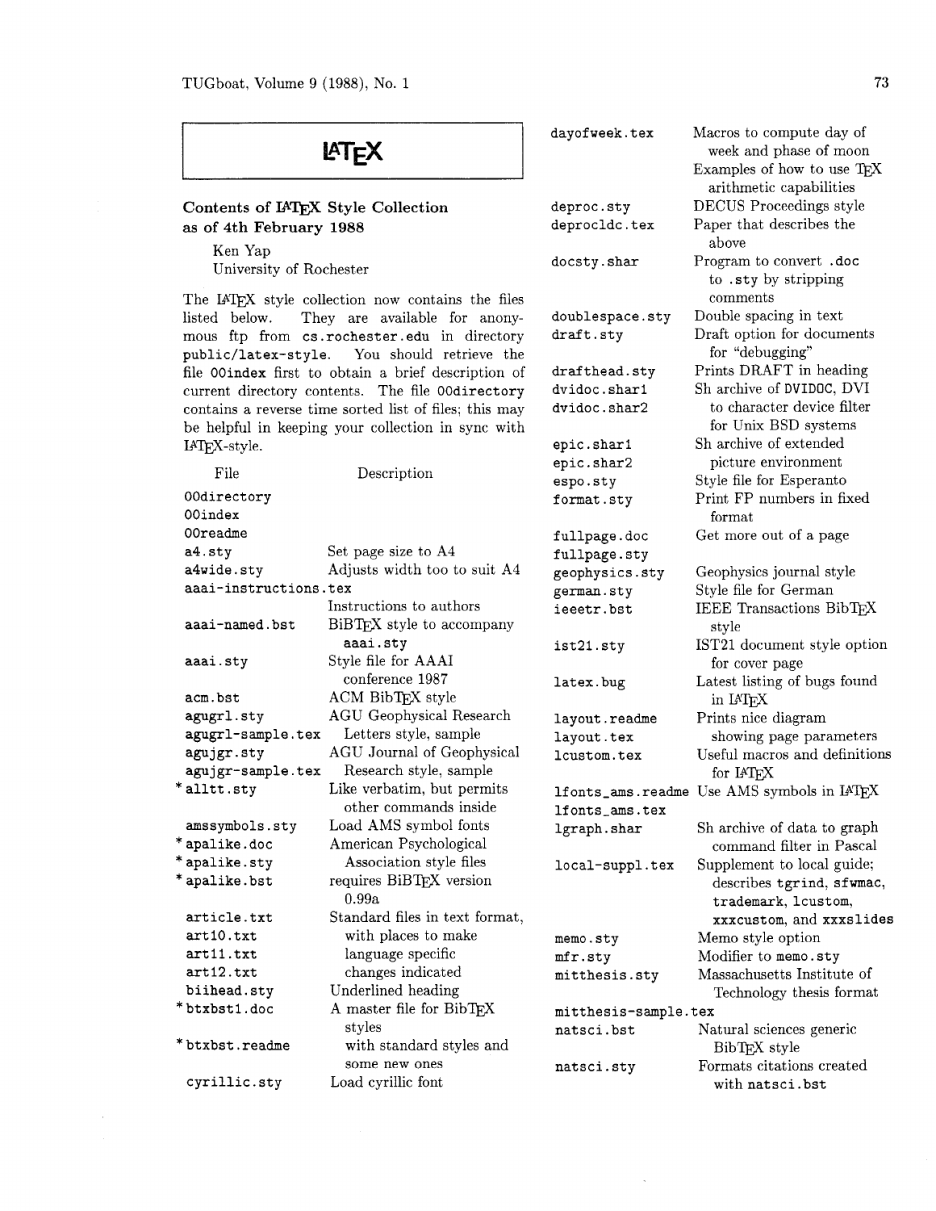# LaTeX

## Contents of LaTeX Style Collection as of 4th February 1988

Ken Yap
University of Rochester

The LaTeX style collection now contains the files listed below. They are available for anonymous ftp from `cs.rochester.edu` in directory `public/latex-style`. You should retrieve the file `00index` first to obtain a brief description of current directory contents. The file `00directory` contains a reverse time sorted list of files; this may be helpful in keeping your collection in sync with LaTeX-style.

| File | Description |
|---|---|
| `00directory` | |
| `00index` | |
| `00readme` | |
| `a4.sty` | Set page size to A4 |
| `a4wide.sty` | Adjusts width too to suit A4 |
| `aaai-instructions.tex` | Instructions to authors |
| `aaai-named.bst` | BiBTeX style to accompany `aaai.sty` |
| `aaai.sty` | Style file for AAAI conference 1987 |
| `acm.bst` | ACM BibTeX style |
| `agugrl.sty` | AGU Geophysical Research |
| `agugrl-sample.tex` | Letters style, sample |
| `agujgr.sty` | AGU Journal of Geophysical |
| `agujgr-sample.tex` | Research style, sample |
| * `alltt.sty` | Like verbatim, but permits other commands inside |
| `amssymbols.sty` | Load AMS symbol fonts |
| * `apalike.doc` | American Psychological |
| * `apalike.sty` | Association style files |
| * `apalike.bst` | requires BiBTeX version 0.99a |
| `article.txt` | Standard files in text format, |
| `art10.txt` | with places to make |
| `art11.txt` | language specific |
| `art12.txt` | changes indicated |
| `biihead.sty` | Underlined heading |
| * `btxbst1.doc` | A master file for BibTeX styles |
| * `btxbst.readme` | with standard styles and some new ones |
| `cyrillic.sty` | Load cyrillic font |
| `dayofweek.tex` | Macros to compute day of week and phase of moon. Examples of how to use TeX arithmetic capabilities |
| `deproc.sty` | DECUS Proceedings style |
| `deprocldc.tex` | Paper that describes the above |
| `docsty.shar` | Program to convert `.doc` to `.sty` by stripping comments |
| `doublespace.sty` | Double spacing in text |
| `draft.sty` | Draft option for documents for "debugging" |
| `drafthead.sty` | Prints DRAFT in heading |
| `dvidoc.shar1` | Sh archive of DVIDOC, DVI |
| `dvidoc.shar2` | to character device filter for Unix BSD systems |
| `epic.shar1` | Sh archive of extended |
| `epic.shar2` | picture environment |
| `espo.sty` | Style file for Esperanto |
| `format.sty` | Print FP numbers in fixed format |
| `fullpage.doc` | Get more out of a page |
| `fullpage.sty` | |
| `geophysics.sty` | Geophysics journal style |
| `german.sty` | Style file for German |
| `ieeetr.bst` | IEEE Transactions BibTeX style |
| `ist21.sty` | IST21 document style option for cover page |
| `latex.bug` | Latest listing of bugs found in LaTeX |
| `layout.readme` | Prints nice diagram |
| `layout.tex` | showing page parameters |
| `lcustom.tex` | Useful macros and definitions for LaTeX |
| `lfonts_ams.readme` | Use AMS symbols in LaTeX |
| `lfonts_ams.tex` | |
| `lgraph.shar` | Sh archive of data to graph command filter in Pascal |
| `local-suppl.tex` | Supplement to local guide; describes `tgrind`, `sfwmac`, `trademark`, `lcustom`, `xxxcustom`, and `xxxslides` |
| `memo.sty` | Memo style option |
| `mfr.sty` | Modifier to `memo.sty` |
| `mitthesis.sty` | Massachusetts Institute of Technology thesis format |
| `mitthesis-sample.tex` | |
| `natsci.bst` | Natural sciences generic BibTeX style |
| `natsci.sty` | Formats citations created with `natsci.bst` |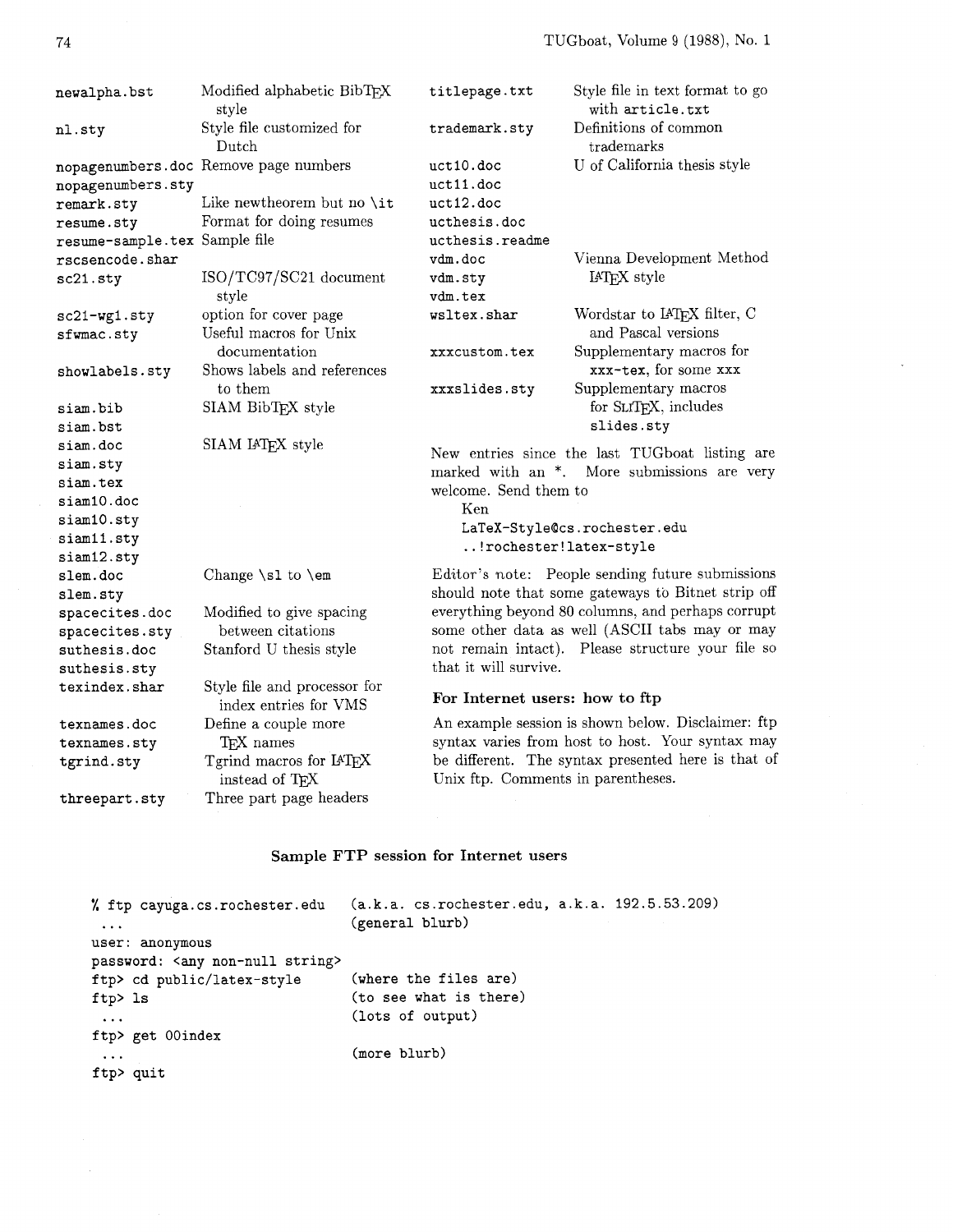| | |
|---|---|
| newalpha.bst | Modified alphabetic BibTeX style |
| nl.sty | Style file customized for Dutch |
| nopagenumbers.doc | Remove page numbers |
| nopagenumbers.sty | |
| remark.sty | Like newtheorem but no \it |
| resume.sty | Format for doing resumes |
| resume-sample.tex | Sample file |
| rscsencode.shar | |
| sc21.sty | ISO/TC97/SC21 document style |
| sc21-wg1.sty | option for cover page |
| sfwmac.sty | Useful macros for Unix documentation |
| showlabels.sty | Shows labels and references to them |
| siam.bib | SIAM BibTeX style |
| siam.bst | |
| siam.doc | SIAM LaTeX style |
| siam.sty | |
| siam.tex | |
| siam10.doc | |
| siam10.sty | |
| siam11.sty | |
| siam12.sty | |
| slem.doc | Change \sl to \em |
| slem.sty | |
| spacecites.doc | Modified to give spacing between citations |
| spacecites.sty | |
| suthesis.doc | Stanford U thesis style |
| suthesis.sty | |
| texindex.shar | Style file and processor for index entries for VMS |
| texnames.doc | Define a couple more TeX names |
| texnames.sty | |
| tgrind.sty | Tgrind macros for LaTeX instead of TeX |
| threepart.sty | Three part page headers |
| titlepage.txt | Style file in text format to go with article.txt |
| trademark.sty | Definitions of common trademarks |
| uct10.doc | U of California thesis style |
| uct11.doc | |
| uct12.doc | |
| ucthesis.doc | |
| ucthesis.readme | |
| vdm.doc | Vienna Development Method LaTeX style |
| vdm.sty | |
| vdm.tex | |
| wsltex.shar | Wordstar to LaTeX filter, C and Pascal versions |
| xxxcustom.tex | Supplementary macros for xxx-tex, for some xxx |
| xxxslides.sty | Supplementary macros for SliTeX, includes slides.sty |

New entries since the last TUGboat listing are marked with an *. More submissions are very welcome. Send them to

Ken
LaTeX-Style@cs.rochester.edu
..!rochester!latex-style

Editor's note: People sending future submissions should note that some gateways to Bitnet strip off everything beyond 80 columns, and perhaps corrupt some other data as well (ASCII tabs may or may not remain intact). Please structure your file so that it will survive.

### For Internet users: how to ftp

An example session is shown below. Disclaimer: ftp syntax varies from host to host. Your syntax may be different. The syntax presented here is that of Unix ftp. Comments in parentheses.

### Sample FTP session for Internet users

```
% ftp cayuga.cs.rochester.edu   (a.k.a. cs.rochester.edu, a.k.a. 192.5.53.209)
 ...                            (general blurb)
user: anonymous
password: <any non-null string>
ftp> cd public/latex-style      (where the files are)
ftp> ls                         (to see what is there)
 ...                            (lots of output)
ftp> get 00index
 ...                            (more blurb)
ftp> quit
```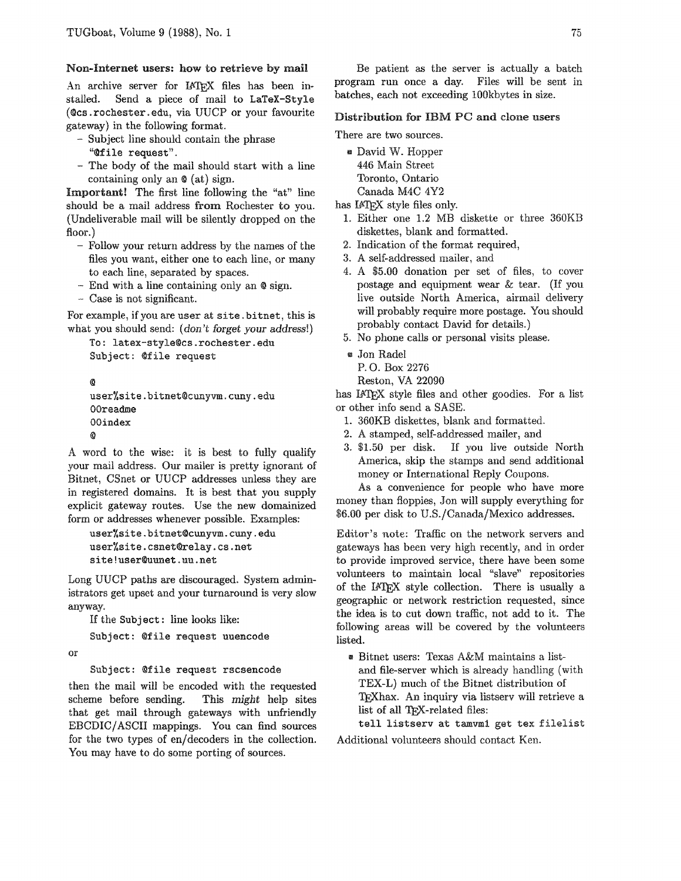### Non-Internet users: how to retrieve by mail

An archive server for LaTeX files has been installed. Send a piece of mail to `LaTeX-Style` (`@cs.rochester.edu`, via UUCP or your favourite gateway) in the following format.

- Subject line should contain the phrase "`@file request`".
- The body of the mail should start with a line containing only an `@` (at) sign.

**Important!** The first line following the "at" line should be a mail address **from** Rochester **to** you. (Undeliverable mail will be silently dropped on the floor.)

- Follow your return address by the names of the files you want, either one to each line, or many to each line, separated by spaces.
- End with a line containing only an `@` sign.
- Case is not significant.

For example, if you are `user` at `site.bitnet`, this is what you should send: (*don't forget your address!*)

```
To: latex-style@cs.rochester.edu
Subject: @file request

@
user%site.bitnet@cunyvm.cuny.edu
00readme
00index
@
```

A word to the wise: it is best to fully qualify your mail address. Our mailer is pretty ignorant of Bitnet, CSnet or UUCP addresses unless they are in registered domains. It is best that you supply explicit gateway routes. Use the new domainized form or addresses whenever possible. Examples:

```
user%site.bitnet@cunyvm.cuny.edu
user%site.csnet@relay.cs.net
site!user@uunet.uu.net
```

Long UUCP paths are discouraged. System administrators get upset and your turnaround is very slow anyway.

If the `Subject:` line looks like:

```
Subject: @file request uuencode
```

or

```
Subject: @file request rscsencode
```

then the mail will be encoded with the requested scheme before sending. This *might* help sites that get mail through gateways with unfriendly EBCDIC/ASCII mappings. You can find sources for the two types of en/decoders in the collection. You may have to do some porting of sources.

Be patient as the server is actually a batch program run once a day. Files will be sent in batches, each not exceeding 100kbytes in size.

### Distribution for IBM PC and clone users

There are two sources.

- David W. Hopper
  446 Main Street
  Toronto, Ontario
  Canada M4C 4Y2

has LaTeX style files only.

1. Either one 1.2 MB diskette or three 360KB diskettes, blank and formatted.
2. Indication of the format required,
3. A self-addressed mailer, and
4. A $5.00 donation per set of files, to cover postage and equipment wear & tear. (If you live outside North America, airmail delivery will probably require more postage. You should probably contact David for details.)
5. No phone calls or personal visits please.

- Jon Radel
  P. O. Box 2276
  Reston, VA 22090

has LaTeX style files and other goodies. For a list or other info send a SASE.

1. 360KB diskettes, blank and formatted.
2. A stamped, self-addressed mailer, and
3. $1.50 per disk. If you live outside North America, skip the stamps and send additional money or International Reply Coupons.

As a convenience for people who have more money than floppies, Jon will supply everything for $6.00 per disk to U.S./Canada/Mexico addresses.

Editor's note: Traffic on the network servers and gateways has been very high recently, and in order to provide improved service, there have been some volunteers to maintain local "slave" repositories of the LaTeX style collection. There is usually a geographic or network restriction requested, since the idea is to cut down traffic, not add to it. The following areas will be covered by the volunteers listed.

- Bitnet users: Texas A&M maintains a list- and file-server which is already handling (with TEX-L) much of the Bitnet distribution of TeXhax. An inquiry via listserv will retrieve a list of all TeX-related files:
  **`tell listserv at tamvm1 get tex filelist`**

Additional volunteers should contact Ken.